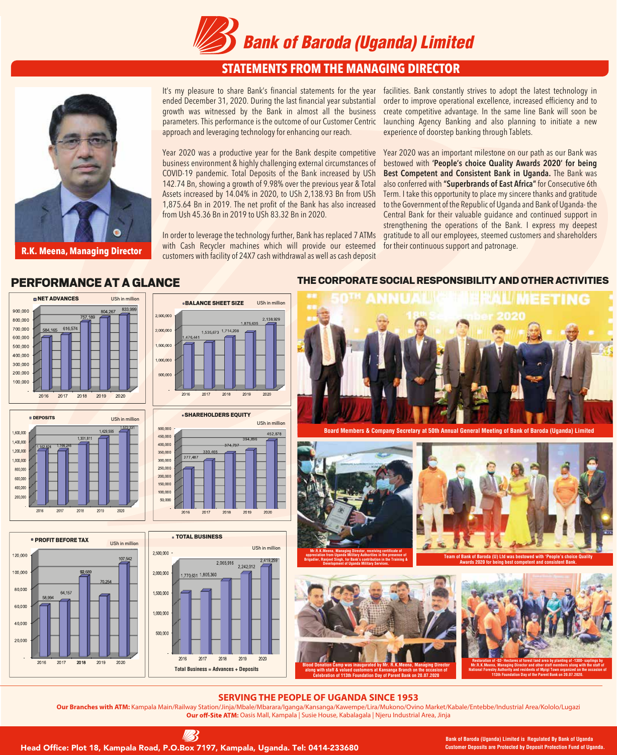# Bank of Baroda (Uganda) Limited

## STATEMENTS FROM THE MANAGING DIRECTOR

**R.K. Meena, Managing Director**

It's my pleasure to share Bank's financial statements for the year ended December 31, 2020. During the last financial year substantial growth was witnessed by the Bank in almost all the business parameters. This performance is the outcome of our Customer Centric approach and leveraging technology for enhancing our reach.

Year 2020 was a productive year for the Bank despite competitive business environment & highly challenging external circumstances of COVID-19 pandemic. Total Deposits of the Bank increased by USh 142.74 Bn, showing a growth of 9.98% over the previous year & Total Assets increased by 14.04% in 2020, to USh 2,138.93 Bn from USh 1,875.64 Bn in 2019. The net profit of the Bank has also increased from Ush 45.36 Bn in 2019 to USh 83.32 Bn in 2020.

In order to leverage the technology further, Bank has replaced 7 ATMs with Cash Recycler machines which will provide our esteemed customers with facility of 24X7 cash withdrawal as well as cash deposit facilities. Bank constantly strives to adopt the latest technology in order to improve operational excellence, increased efficiency and to create competitive advantage. In the same line Bank will soon be launching Agency Banking and also planning to initiate a new experience of doorstep banking through Tablets.

Year 2020 was an important milestone on our path as our Bank was bestowed with **'People's choice Quality Awards 2020' for being Best Competent and Consistent Bank in Uganda.** The Bank was also conferred with **"Superbrands of East Africa"** for Consecutive 6th Term. I take this opportunity to place my sincere thanks and gratitude to the Government of the Republic of Uganda and Bank of Uganda- the Central Bank for their valuable guidance and continued support in strengthening the operations of the Bank. I express my deepest gratitude to all our employees, steemed customers and shareholders for their continuous support and patronage.

## PERFORMANCE AT A GLANCE

**NET ADVANCES** (USh in million)

| 2016 | 2017 | 2018 | 2019 | 2020 |
|---|---|---|---|---|
| 584,165 | 616,574 | 757,189 | 804,267 | 833,999 |

**BALANCE SHEET SIZE** (USh in million)

| 2016 | 2017 | 2018 | 2019 | 2020 |
|---|---|---|---|---|
| 1,476,441 | 1,535,673 | 1,714,208 | 1,875,635 | 2,138,929 |

**DEPOSITS** (USh in million)

| 2016 | 2017 | 2018 | 2019 | 2020 |
|---|---|---|---|---|
| 1,152,624 | 1,156,246 | 1,301,811 | 1,429,595 | 1,572,331 |

**SHAREHOLDERS EQUITY** (USh in million)

| 2016 | 2017 | 2018 | 2019 | 2020 |
|---|---|---|---|---|
| 277,487 | 330,465 | 374,737 | 394,895 | 452,878 |

**PROFIT BEFORE TAX** (USh in million)

| 2016 | 2017 | 2018 | 2019 | 2020 |
|---|---|---|---|---|
| 58,994 | 64,157 | 92,689 | 70,254 | 107,542 |

**TOTAL BUSINESS** (USh in million)

| 2016 | 2017 | 2018 | 2019 | 2020 |
|---|---|---|---|---|
| 1,770,631 | 1,805,360 | 2,065,916 | 2,242,012 | 2,419,259 |

Total Business = Advances + Deposits

## THE CORPORATE SOCIAL RESPONSIBILITY AND OTHER ACTIVITIES

Board Members & Company Secretary at 50th Annual General Meeting of Bank of Baroda (Uganda) Limited

Mr.R.K.Meena, Managing Director, receiving certificate of appreciation from Uganda Military Authorities in the presence of Brigadier, Ranjeet Singh, for Bank's contribution in the Training & Development of Uganda Military Services.

Team of Bank of Baroda (U) Ltd was bestowed with 'People's choice Quality Awards 2020 for being best competent and consistent Bank.

Blood Donation Camp was inaugurated by Mr. R.K.Meena, Managing Director along with staff & valued customers at Kansanga Branch on the occasion of Celebration of 113th Foundation Day of Parent Bank on 20.07.2020

Restoration of -02- Hectares of forest land area by planting of -1300- saplings by Mr.R.K.Meena, Managing Director and other staff members along with the staff of National Forestry Authority and residents of Mpigi Town organized on the occasion of 113th Foundation Day of the Parent Bank on 20.07.2020.

## SERVING THE PEOPLE OF UGANDA SINCE 1953

**Our Branches with ATM:** Kampala Main/Railway Station/Jinja/Mbale/Mbarara/Iganga/Kansanga/Kawempe/Lira/Mukono/Ovino Market/Kabale/Entebbe/Industrial Area/Kololo/Lugazi

**Our off-Site ATM:** Oasis Mall, Kampala | Susie House, Kabalagala | Njeru Industrial Area, Jinja

Head Office: Plot 18, Kampala Road, P.O.Box 7197, Kampala, Uganda. Tel: 0414-233680

Bank of Baroda (Uganda) Limited is Regulated By Bank of Uganda
Customer Deposits are Protected by Deposit Protection Fund of Uganda.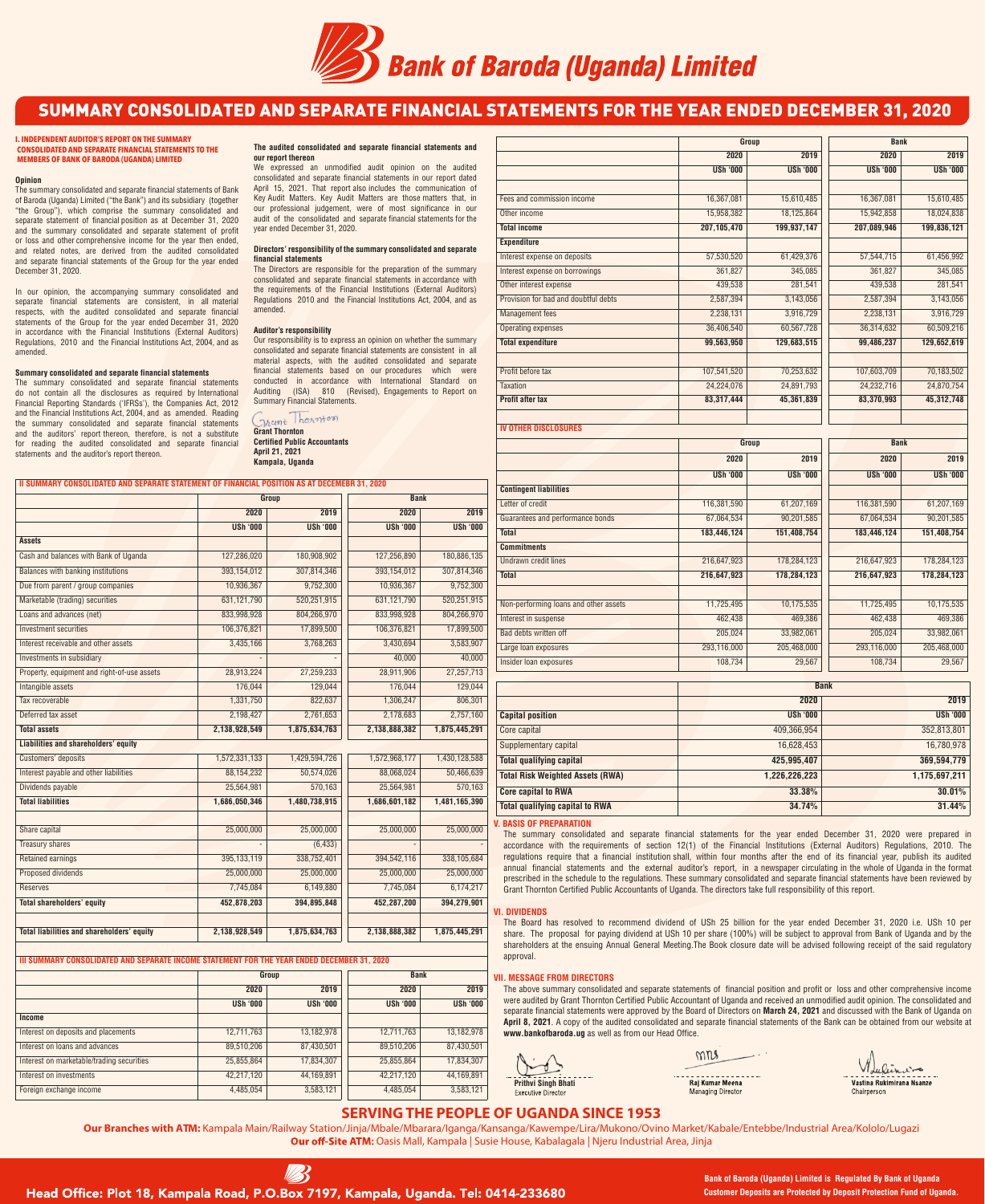# Bank of Baroda (Uganda) Limited

## SUMMARY CONSOLIDATED AND SEPARATE FINANCIAL STATEMENTS FOR THE YEAR ENDED DECEMBER 31, 2020

### I. INDEPENDENT AUDITOR'S REPORT ON THE SUMMARY CONSOLIDATED AND SEPARATE FINANCIAL STATEMENTS TO THE MEMBERS OF BANK OF BARODA (UGANDA) LIMITED

**Opinion**

The summary consolidated and separate financial statements of Bank of Baroda (Uganda) Limited ("the Bank") and its subsidiary (together "the Group"), which comprise the summary consolidated and separate statement of financial position as at December 31, 2020 and the summary consolidated and separate statement of profit or loss and other comprehensive income for the year then ended, and related notes, are derived from the audited consolidated and separate financial statements of the Group for the year ended December 31, 2020.

In our opinion, the accompanying summary consolidated and separate financial statements are consistent, in all material respects, with the audited consolidated and separate financial statements of the Group for the year ended December 31, 2020 in accordance with the Financial Institutions (External Auditors) Regulations, 2010 and the Financial Institutions Act, 2004, and as amended.

**Summary consolidated and separate financial statements**

The summary consolidated and separate financial statements do not contain all the disclosures as required by International Financial Reporting Standards ('IFRSs'), the Companies Act, 2012 and the Financial Institutions Act, 2004, and as amended. Reading the summary consolidated and separate financial statements and the auditors' report thereon, therefore, is not a substitute for reading the audited consolidated and separate financial statements and the auditor's report thereon.

**The audited consolidated and separate financial statements and our report thereon**

We expressed an unmodified audit opinion on the audited consolidated and separate financial statements in our report dated April 15, 2021. That report also includes the communication of Key Audit Matters. Key Audit Matters are those matters that, in our professional judgement, were of most significance in our audit of the consolidated and separate financial statements for the year ended December 31, 2020.

**Directors' responsibility of the summary consolidated and separate financial statements**

The Directors are responsible for the preparation of the summary consolidated and separate financial statements in accordance with the requirements of the Financial Institutions (External Auditors) Regulations 2010 and the Financial Institutions Act, 2004, and as amended.

**Auditor's responsibility**

Our responsibility is to express an opinion on whether the summary consolidated and separate financial statements are consistent in all material aspects, with the audited consolidated and separate financial statements based on our procedures which were conducted in accordance with International Standard on Auditing (ISA) 810 (Revised), Engagements to Report on Summary Financial Statements.

**Grant Thornton**
**Certified Public Accountants**
**April 21, 2021**
**Kampala, Uganda**

### II SUMMARY CONSOLIDATED AND SEPARATE STATEMENT OF FINANCIAL POSITION AS AT DECEMEBR 31, 2020

| | Group | | Bank | |
|---|---|---|---|---|
| | 2020 | 2019 | 2020 | 2019 |
| | USh '000 | USh '000 | USh '000 | USh '000 |
| **Assets** | | | | |
| Cash and balances with Bank of Uganda | 127,286,020 | 180,908,902 | 127,256,890 | 180,886,135 |
| Balances with banking institutions | 393,154,012 | 307,814,346 | 393,154,012 | 307,814,346 |
| Due from parent / group companies | 10,936,367 | 9,752,300 | 10,936,367 | 9,752,300 |
| Marketable (trading) securities | 631,121,790 | 520,251,915 | 631,121,790 | 520,251,915 |
| Loans and advances (net) | 833,998,928 | 804,266,970 | 833,998,928 | 804,266,970 |
| Investment securities | 106,376,821 | 17,899,500 | 106,376,821 | 17,899,500 |
| Interest receivable and other assets | 3,435,166 | 3,768,263 | 3,430,694 | 3,583,907 |
| Investments in subsidiary | - | - | 40,000 | 40,000 |
| Property, equipment and right-of-use assets | 28,913,224 | 27,259,233 | 28,911,906 | 27,257,713 |
| Intangible assets | 176,044 | 129,044 | 176,044 | 129,044 |
| Tax recoverable | 1,331,750 | 822,637 | 1,306,247 | 806,301 |
| Deferred tax asset | 2,198,427 | 2,761,653 | 2,178,683 | 2,757,160 |
| **Total assets** | **2,138,928,549** | **1,875,634,763** | **2,138,888,382** | **1,875,445,291** |
| **Liabilities and shareholders' equity** | | | | |
| Customers' deposits | 1,572,331,133 | 1,429,594,726 | 1,572,968,177 | 1,430,128,588 |
| Interest payable and other liabilities | 88,154,232 | 50,574,026 | 88,068,024 | 50,466,639 |
| Dividends payable | 25,564,981 | 570,163 | 25,564,981 | 570,163 |
| **Total liabilities** | **1,686,050,346** | **1,480,738,915** | **1,686,601,182** | **1,481,165,390** |
| | | | | |
| Share capital | 25,000,000 | 25,000,000 | 25,000,000 | 25,000,000 |
| Treasury shares | - | (6,433) | - | - |
| Retained earnings | 395,133,119 | 338,752,401 | 394,542,116 | 338,105,684 |
| Proposed dividends | 25,000,000 | 25,000,000 | 25,000,000 | 25,000,000 |
| Reserves | 7,745,084 | 6,149,880 | 7,745,084 | 6,174,217 |
| **Total shareholders' equity** | **452,878,203** | **394,895,848** | **452,287,200** | **394,279,901** |
| | | | | |
| **Total liabilities and shareholders' equity** | **2,138,928,549** | **1,875,634,763** | **2,138,888,382** | **1,875,445,291** |

### III SUMMARY CONSOLIDATED AND SEPARATE INCOME STATEMENT FOR THE YEAR ENDED DECEMBER 31, 2020

| | Group | | Bank | |
|---|---|---|---|---|
| | 2020 | 2019 | 2020 | 2019 |
| | USh '000 | USh '000 | USh '000 | USh '000 |
| **Income** | | | | |
| Interest on deposits and placements | 12,711,763 | 13,182,978 | 12,711,763 | 13,182,978 |
| Interest on loans and advances | 89,510,206 | 87,430,501 | 89,510,206 | 87,430,501 |
| Interest on marketable/trading securities | 25,855,864 | 17,834,307 | 25,855,864 | 17,834,307 |
| Interest on investments | 42,217,120 | 44,169,891 | 42,217,120 | 44,169,891 |
| Foreign exchange income | 4,485,054 | 3,583,121 | 4,485,054 | 3,583,121 |
| Fees and commission income | 16,367,081 | 15,610,485 | 16,367,081 | 15,610,485 |
| Other income | 15,958,382 | 18,125,864 | 15,942,858 | 18,024,838 |
| **Total income** | **207,105,470** | **199,937,147** | **207,089,946** | **199,836,121** |
| **Expenditure** | | | | |
| Interest expense on deposits | 57,530,520 | 61,429,376 | 57,544,715 | 61,456,992 |
| Interest expense on borrowings | 361,827 | 345,085 | 361,827 | 345,085 |
| Other interest expense | 439,538 | 281,541 | 439,538 | 281,541 |
| Provision for bad and doubtful debts | 2,587,394 | 3,143,056 | 2,587,394 | 3,143,056 |
| Management fees | 2,238,131 | 3,916,729 | 2,238,131 | 3,916,729 |
| Operating expenses | 36,406,540 | 60,567,728 | 36,314,632 | 60,509,216 |
| **Total expenditure** | **99,563,950** | **129,683,515** | **99,486,237** | **129,652,619** |
| | | | | |
| Profit before tax | 107,541,520 | 70,253,632 | 107,603,709 | 70,183,502 |
| Taxation | 24,224,076 | 24,891,793 | 24,232,716 | 24,870,754 |
| **Profit after tax** | **83,317,444** | **45,361,839** | **83,370,993** | **45,312,748** |

### IV OTHER DISCLOSURES

| | Group | | Bank | |
|---|---|---|---|---|
| | 2020 | 2019 | 2020 | 2019 |
| | USh '000 | USh '000 | USh '000 | USh '000 |
| **Contingent liabilities** | | | | |
| Letter of credit | 116,381,590 | 61,207,169 | 116,381,590 | 61,207,169 |
| Guarantees and performance bonds | 67,064,534 | 90,201,585 | 67,064,534 | 90,201,585 |
| **Total** | **183,446,124** | **151,408,754** | **183,446,124** | **151,408,754** |
| **Commitments** | | | | |
| Undrawn credit lines | 216,647,923 | 178,284,123 | 216,647,923 | 178,284,123 |
| **Total** | **216,647,923** | **178,284,123** | **216,647,923** | **178,284,123** |
| | | | | |
| Non-performing loans and other assets | 11,725,495 | 10,175,535 | 11,725,495 | 10,175,535 |
| Interest in suspense | 462,438 | 469,386 | 462,438 | 469,386 |
| Bad debts written off | 205,024 | 33,982,061 | 205,024 | 33,982,061 |
| Large loan exposures | 293,116,000 | 205,468,000 | 293,116,000 | 205,468,000 |
| Insider loan exposures | 108,734 | 29,567 | 108,734 | 29,567 |

| | Bank | |
|---|---|---|
| | 2020 | 2019 |
| **Capital position** | USh '000 | USh '000 |
| Core capital | 409,366,954 | 352,813,801 |
| Supplementary capital | 16,628,453 | 16,780,978 |
| **Total qualifying capital** | **425,995,407** | **369,594,779** |
| **Total Risk Weighted Assets (RWA)** | **1,226,226,223** | **1,175,697,211** |
| **Core capital to RWA** | **33.38%** | **30.01%** |
| **Total qualifying capital to RWA** | **34.74%** | **31.44%** |

### V. BASIS OF PREPARATION

The summary consolidated and separate financial statements for the year ended December 31, 2020 were prepared in accordance with the requirements of section 12(1) of the Financial Institutions (External Auditors) Regulations, 2010. The regulations require that a financial institution shall, within four months after the end of its financial year, publish its audited annual financial statements and the external auditor's report, in a newspaper circulating in the whole of Uganda in the format prescribed in the schedule to the regulations. These summary consolidated and separate financial statements have been reviewed by Grant Thornton Certified Public Accountants of Uganda. The directors take full responsibility of this report.

### VI. DIVIDENDS

The Board has resolved to recommend dividend of USh 25 billion for the year ended December 31, 2020 i.e. USh 10 per share. The proposal for paying dividend at USh 10 per share (100%) will be subject to approval from Bank of Uganda and by the shareholders at the ensuing Annual General Meeting.The Book closure date will be advised following receipt of the said regulatory approval.

### VII. MESSAGE FROM DIRECTORS

The above summary consolidated and separate statements of financial position and profit or loss and other comprehensive income were audited by Grant Thornton Certified Public Accountant of Uganda and received an unmodified audit opinion. The consolidated and separate financial statements were approved by the Board of Directors on **March 24, 2021** and discussed with the Bank of Uganda on **April 8, 2021**. A copy of the audited consolidated and separate financial statements of the Bank can be obtained from our website at **www.bankofbaroda.ug** as well as from our Head Office.

Prithvi Singh Bhati
Executive Director

Raj Kumar Meena
Managing Director

Vastina Rukimirana Nsanze
Chairperson

## SERVING THE PEOPLE OF UGANDA SINCE 1953

**Our Branches with ATM:** Kampala Main/Railway Station/Jinja/Mbale/Mbarara/Iganga/Kansanga/Kawempe/Lira/Mukono/Ovino Market/Kabale/Entebbe/Industrial Area/Kololo/Lugazi

**Our off-Site ATM:** Oasis Mall, Kampala | Susie House, Kabalagala | Njeru Industrial Area, Jinja

Head Office: Plot 18, Kampala Road, P.O.Box 7197, Kampala, Uganda. Tel: 0414-233680

Bank of Baroda (Uganda) Limited is Regulated By Bank of Uganda
Customer Deposits are Protected by Deposit Protection Fund of Uganda.